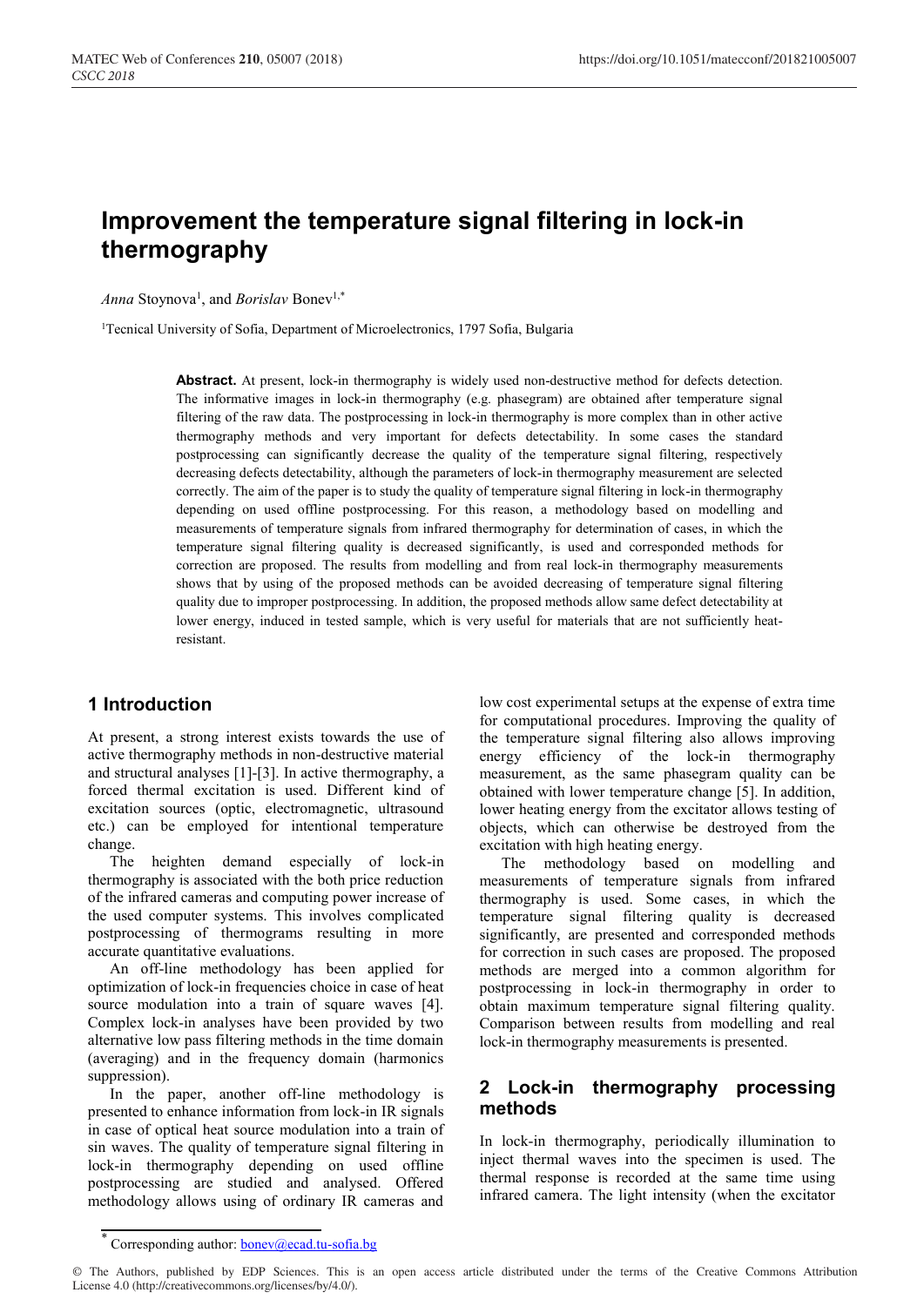# Improvement the temperature signal filtering in lock-in thermography

*Anna* Stoynova[1], and *Borislav* Bonev[1,*]

[1]Tecnical University of Sofia, Department of Microelectronics, 1797 Sofia, Bulgaria

**Abstract.** At present, lock-in thermography is widely used non-destructive method for defects detection. The informative images in lock-in thermography (e.g. phasegram) are obtained after temperature signal filtering of the raw data. The postprocessing in lock-in thermography is more complex than in other active thermography methods and very important for defects detectability. In some cases the standard postprocessing can significantly decrease the quality of the temperature signal filtering, respectively decreasing defects detectability, although the parameters of lock-in thermography measurement are selected correctly. The aim of the paper is to study the quality of temperature signal filtering in lock-in thermography depending on used offline postprocessing. For this reason, a methodology based on modelling and measurements of temperature signals from infrared thermography for determination of cases, in which the temperature signal filtering quality is decreased significantly, is used and corresponded methods for correction are proposed. The results from modelling and from real lock-in thermography measurements shows that by using of the proposed methods can be avoided decreasing of temperature signal filtering quality due to improper postprocessing. In addition, the proposed methods allow same defect detectability at lower energy, induced in tested sample, which is very useful for materials that are not sufficiently heat-resistant.

## 1 Introduction

At present, a strong interest exists towards the use of active thermography methods in non-destructive material and structural analyses [1]-[3]. In active thermography, a forced thermal excitation is used. Different kind of excitation sources (optic, electromagnetic, ultrasound etc.) can be employed for intentional temperature change.

The heighten demand especially of lock-in thermography is associated with the both price reduction of the infrared cameras and computing power increase of the used computer systems. This involves complicated postprocessing of thermograms resulting in more accurate quantitative evaluations.

An off-line methodology has been applied for optimization of lock-in frequencies choice in case of heat source modulation into a train of square waves [4]. Complex lock-in analyses have been provided by two alternative low pass filtering methods in the time domain (averaging) and in the frequency domain (harmonics suppression).

In the paper, another off-line methodology is presented to enhance information from lock-in IR signals in case of optical heat source modulation into a train of sin waves. The quality of temperature signal filtering in lock-in thermography depending on used offline postprocessing are studied and analysed. Offered methodology allows using of ordinary IR cameras and low cost experimental setups at the expense of extra time for computational procedures. Improving the quality of the temperature signal filtering also allows improving energy efficiency of the lock-in thermography measurement, as the same phasegram quality can be obtained with lower temperature change [5]. In addition, lower heating energy from the excitator allows testing of objects, which can otherwise be destroyed from the excitation with high heating energy.

The methodology based on modelling and measurements of temperature signals from infrared thermography is used. Some cases, in which the temperature signal filtering quality is decreased significantly, are presented and corresponded methods for correction in such cases are proposed. The proposed methods are merged into a common algorithm for postprocessing in lock-in thermography in order to obtain maximum temperature signal filtering quality. Comparison between results from modelling and real lock-in thermography measurements is presented.

## 2 Lock-in thermography processing methods

In lock-in thermography, periodically illumination to inject thermal waves into the specimen is used. The thermal response is recorded at the same time using infrared camera. The light intensity (when the excitator

* Corresponding author: bonev@ecad.tu-sofia.bg

© The Authors, published by EDP Sciences. This is an open access article distributed under the terms of the Creative Commons Attribution License 4.0 (http://creativecommons.org/licenses/by/4.0/).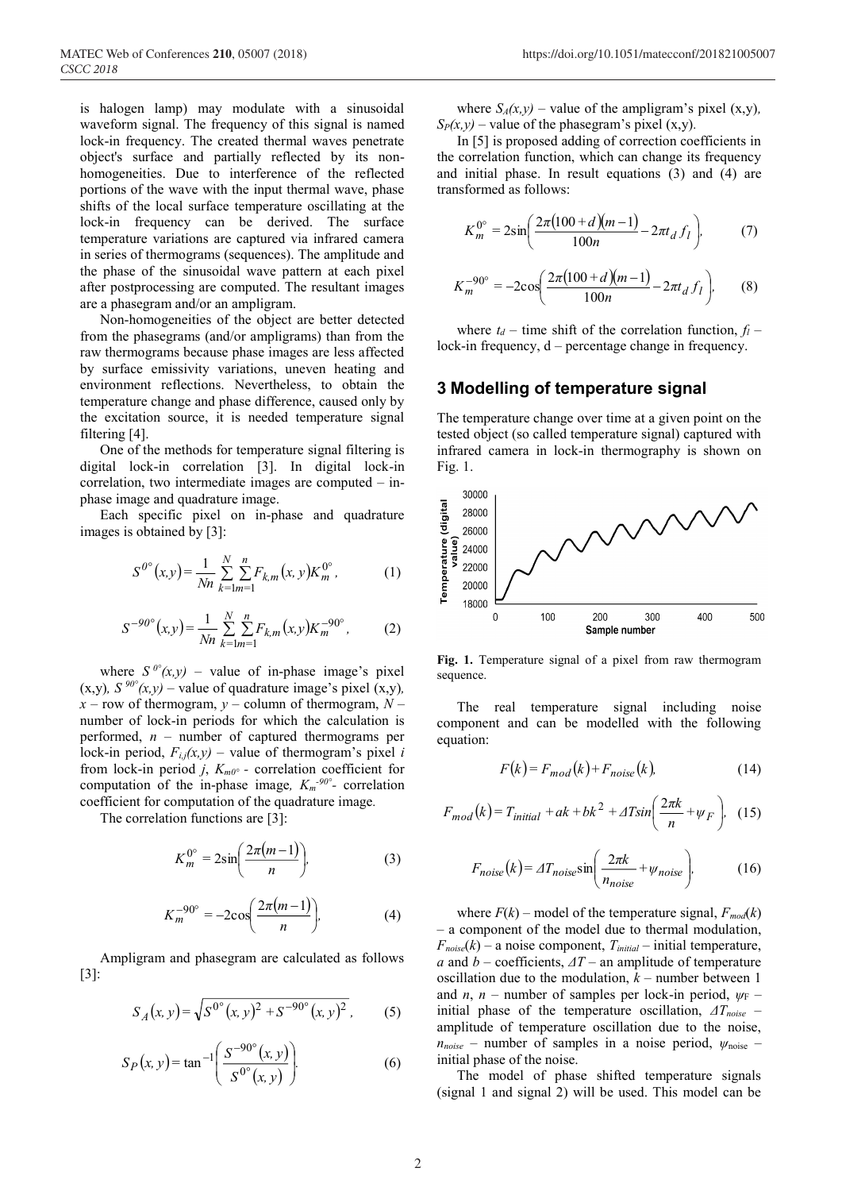is halogen lamp) may modulate with a sinusoidal waveform signal. The frequency of this signal is named lock-in frequency. The created thermal waves penetrate object's surface and partially reflected by its non-homogeneities. Due to interference of the reflected portions of the wave with the input thermal wave, phase shifts of the local surface temperature oscillating at the lock-in frequency can be derived. The surface temperature variations are captured via infrared camera in series of thermograms (sequences). The amplitude and the phase of the sinusoidal wave pattern at each pixel after postprocessing are computed. The resultant images are a phasegram and/or an ampligram.

Non-homogeneities of the object are better detected from the phasegrams (and/or ampligrams) than from the raw thermograms because phase images are less affected by surface emissivity variations, uneven heating and environment reflections. Nevertheless, to obtain the temperature change and phase difference, caused only by the excitation source, it is needed temperature signal filtering [4].

One of the methods for temperature signal filtering is digital lock-in correlation [3]. In digital lock-in correlation, two intermediate images are computed – in-phase image and quadrature image.

Each specific pixel on in-phase and quadrature images is obtained by [3]:

$$S^{0^\circ}(x,y) = \frac{1}{Nn}\sum_{k=1}^{N}\sum_{m=1}^{n} F_{k,m}(x,y) K_m^{0^\circ}, \tag{1}$$

$$S^{-90^\circ}(x,y) = \frac{1}{Nn}\sum_{k=1}^{N}\sum_{m=1}^{n} F_{k,m}(x,y) K_m^{-90^\circ}, \tag{2}$$

where $S^{0^\circ}(x,y)$ – value of in-phase image's pixel (x,y), $S^{90^\circ}(x,y)$ – value of quadrature image's pixel (x,y), $x$ – row of thermogram, $y$ – column of thermogram, $N$ – number of lock-in periods for which the calculation is performed, $n$ – number of captured thermograms per lock-in period, $F_{i,j}(x,y)$ – value of thermogram's pixel $i$ from lock-in period $j$, $K_{m0^\circ}$ - correlation coefficient for computation of the in-phase image, $K_m^{-90^\circ}$- correlation coefficient for computation of the quadrature image.

The correlation functions are [3]:

$$K_m^{0^\circ} = 2\sin\left(\frac{2\pi(m-1)}{n}\right), \tag{3}$$

$$K_m^{-90^\circ} = -2\cos\left(\frac{2\pi(m-1)}{n}\right), \tag{4}$$

Ampligram and phasegram are calculated as follows [3]:

$$S_A(x,y) = \sqrt{S^{0^\circ}(x,y)^2 + S^{-90^\circ}(x,y)^2}, \tag{5}$$

$$S_P(x,y) = \tan^{-1}\left(\frac{S^{-90^\circ}(x,y)}{S^{0^\circ}(x,y)}\right). \tag{6}$$

where $S_A(x,y)$ – value of the ampligram's pixel (x,y), $S_P(x,y)$ – value of the phasegram's pixel (x,y).

In [5] is proposed adding of correction coefficients in the correlation function, which can change its frequency and initial phase. In result equations (3) and (4) are transformed as follows:

$$K_m^{0^\circ} = 2\sin\left(\frac{2\pi(100+d)(m-1)}{100n} - 2\pi t_d f_l\right), \tag{7}$$

$$K_m^{-90^\circ} = -2\cos\left(\frac{2\pi(100+d)(m-1)}{100n} - 2\pi t_d f_l\right), \tag{8}$$

where $t_d$ – time shift of the correlation function, $f_l$ – lock-in frequency, d – percentage change in frequency.

## 3 Modelling of temperature signal

The temperature change over time at a given point on the tested object (so called temperature signal) captured with infrared camera in lock-in thermography is shown on Fig. 1.

**Fig. 1.** Temperature signal of a pixel from raw thermogram sequence.

The real temperature signal including noise component and can be modelled with the following equation:

$$F(k) = F_{mod}(k) + F_{noise}(k), \tag{14}$$

$$F_{mod}(k) = T_{initial} + ak + bk^2 + \Delta T \sin\left(\frac{2\pi k}{n} + \psi_F\right), \tag{15}$$

$$F_{noise}(k) = \Delta T_{noise} \sin\left(\frac{2\pi k}{n_{noise}} + \psi_{noise}\right), \tag{16}$$

where $F(k)$ – model of the temperature signal, $F_{mod}(k)$ – a component of the model due to thermal modulation, $F_{noise}(k)$ – a noise component, $T_{initial}$ – initial temperature, $a$ and $b$ – coefficients, $\Delta T$ – an amplitude of temperature oscillation due to the modulation, $k$ – number between 1 and $n$, $n$ – number of samples per lock-in period, $\psi_F$ – initial phase of the temperature oscillation, $\Delta T_{noise}$ – amplitude of temperature oscillation due to the noise, $n_{noise}$ – number of samples in a noise period, $\psi_{noise}$ – initial phase of the noise.

The model of phase shifted temperature signals (signal 1 and signal 2) will be used. This model can be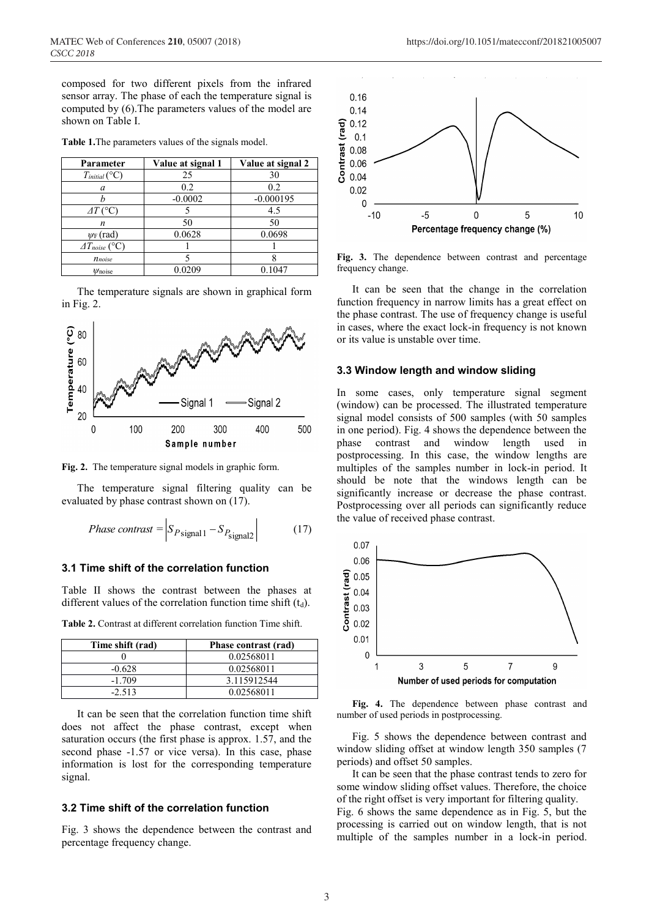composed for two different pixels from the infrared sensor array. The phase of each the temperature signal is computed by (6).The parameters values of the model are shown on Table I.

**Table 1.**The parameters values of the signals model.

| Parameter | Value at signal 1 | Value at signal 2 |
|---|---|---|
| $T_{initial}$ (°C) | 25 | 30 |
| $a$ | 0.2 | 0.2 |
| $b$ | -0.0002 | -0.000195 |
| $\Delta T$ (°C) | 5 | 4.5 |
| $n$ | 50 | 50 |
| $\psi_F$ (rad) | 0.0628 | 0.0698 |
| $\Delta T_{noise}$ (°C) | 1 | 1 |
| $n_{noise}$ | 5 | 8 |
| $\psi_{noise}$ | 0.0209 | 0.1047 |

The temperature signals are shown in graphical form in Fig. 2.

**Fig. 2.** The temperature signal models in graphic form.

The temperature signal filtering quality can be evaluated by phase contrast shown on (17).

$$Phase\ contrast = \left| S_{P\,\mathrm{signal1}} - S_{P_{\mathrm{signal2}}} \right| \tag{17}$$

### 3.1 Time shift of the correlation function

Table II shows the contrast between the phases at different values of the correlation function time shift ($t_d$).

**Table 2.** Contrast at different correlation function Time shift.

| Time shift (rad) | Phase contrast (rad) |
|---|---|
| 0 | 0.02568011 |
| -0.628 | 0.02568011 |
| -1.709 | 3.115912544 |
| -2.513 | 0.02568011 |

It can be seen that the correlation function time shift does not affect the phase contrast, except when saturation occurs (the first phase is approx. 1.57, and the second phase -1.57 or vice versa). In this case, phase information is lost for the corresponding temperature signal.

### 3.2 Time shift of the correlation function

Fig. 3 shows the dependence between the contrast and percentage frequency change.

**Fig. 3.** The dependence between contrast and percentage frequency change.

It can be seen that the change in the correlation function frequency in narrow limits has a great effect on the phase contrast. The use of frequency change is useful in cases, where the exact lock-in frequency is not known or its value is unstable over time.

### 3.3 Window length and window sliding

In some cases, only temperature signal segment (window) can be processed. The illustrated temperature signal model consists of 500 samples (with 50 samples in one period). Fig. 4 shows the dependence between the phase contrast and window length used in postprocessing. In this case, the window lengths are multiples of the samples number in lock-in period. It should be note that the windows length can be significantly increase or decrease the phase contrast. Postprocessing over all periods can significantly reduce the value of received phase contrast.

**Fig. 4.** The dependence between phase contrast and number of used periods in postprocessing.

Fig. 5 shows the dependence between contrast and window sliding offset at window length 350 samples (7 periods) and offset 50 samples.

It can be seen that the phase contrast tends to zero for some window sliding offset values. Therefore, the choice of the right offset is very important for filtering quality.

Fig. 6 shows the same dependence as in Fig. 5, but the processing is carried out on window length, that is not multiple of the samples number in a lock-in period.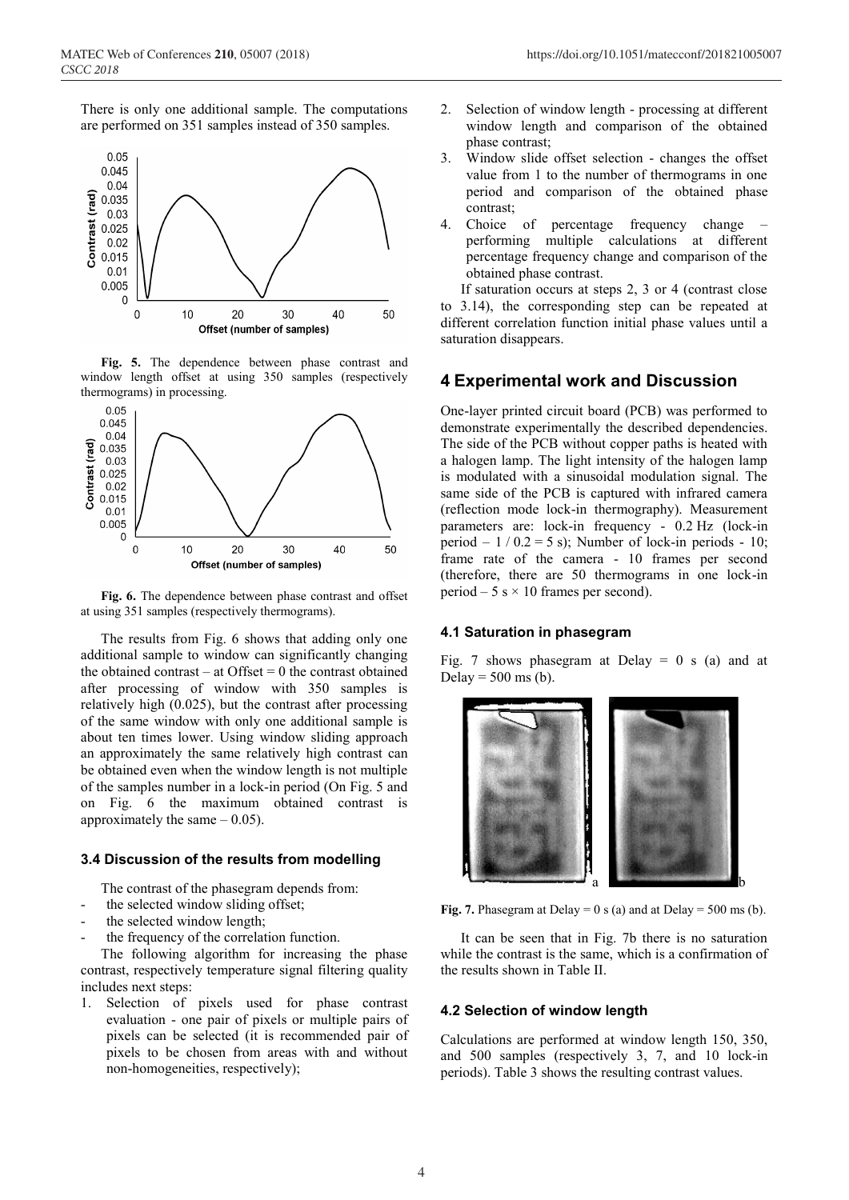There is only one additional sample. The computations are performed on 351 samples instead of 350 samples.

**Fig. 5.** The dependence between phase contrast and window length offset at using 350 samples (respectively thermograms) in processing.

**Fig. 6.** The dependence between phase contrast and offset at using 351 samples (respectively thermograms).

The results from Fig. 6 shows that adding only one additional sample to window can significantly changing the obtained contrast – at Offset = 0 the contrast obtained after processing of window with 350 samples is relatively high (0.025), but the contrast after processing of the same window with only one additional sample is about ten times lower. Using window sliding approach an approximately the same relatively high contrast can be obtained even when the window length is not multiple of the samples number in a lock-in period (On Fig. 5 and on Fig. 6 the maximum obtained contrast is approximately the same – 0.05).

### 3.4 Discussion of the results from modelling

The contrast of the phasegram depends from:

- the selected window sliding offset;
- the selected window length;
- the frequency of the correlation function.

The following algorithm for increasing the phase contrast, respectively temperature signal filtering quality includes next steps:

1. Selection of pixels used for phase contrast evaluation - one pair of pixels or multiple pairs of pixels can be selected (it is recommended pair of pixels to be chosen from areas with and without non-homogeneities, respectively);
2. Selection of window length - processing at different window length and comparison of the obtained phase contrast;
3. Window slide offset selection - changes the offset value from 1 to the number of thermograms in one period and comparison of the obtained phase contrast;
4. Choice of percentage frequency change – performing multiple calculations at different percentage frequency change and comparison of the obtained phase contrast.

If saturation occurs at steps 2, 3 or 4 (contrast close to 3.14), the corresponding step can be repeated at different correlation function initial phase values until a saturation disappears.

## 4 Experimental work and Discussion

One-layer printed circuit board (PCB) was performed to demonstrate experimentally the described dependencies. The side of the PCB without copper paths is heated with a halogen lamp. The light intensity of the halogen lamp is modulated with a sinusoidal modulation signal. The same side of the PCB is captured with infrared camera (reflection mode lock-in thermography). Measurement parameters are: lock-in frequency - 0.2 Hz (lock-in period – 1 / 0.2 = 5 s); Number of lock-in periods - 10; frame rate of the camera - 10 frames per second (therefore, there are 50 thermograms in one lock-in period – 5 s × 10 frames per second).

### 4.1 Saturation in phasegram

Fig. 7 shows phasegram at Delay = 0 s (a) and at Delay = 500 ms (b).

**Fig. 7.** Phasegram at Delay = 0 s (a) and at Delay = 500 ms (b).

It can be seen that in Fig. 7b there is no saturation while the contrast is the same, which is a confirmation of the results shown in Table II.

### 4.2 Selection of window length

Calculations are performed at window length 150, 350, and 500 samples (respectively 3, 7, and 10 lock-in periods). Table 3 shows the resulting contrast values.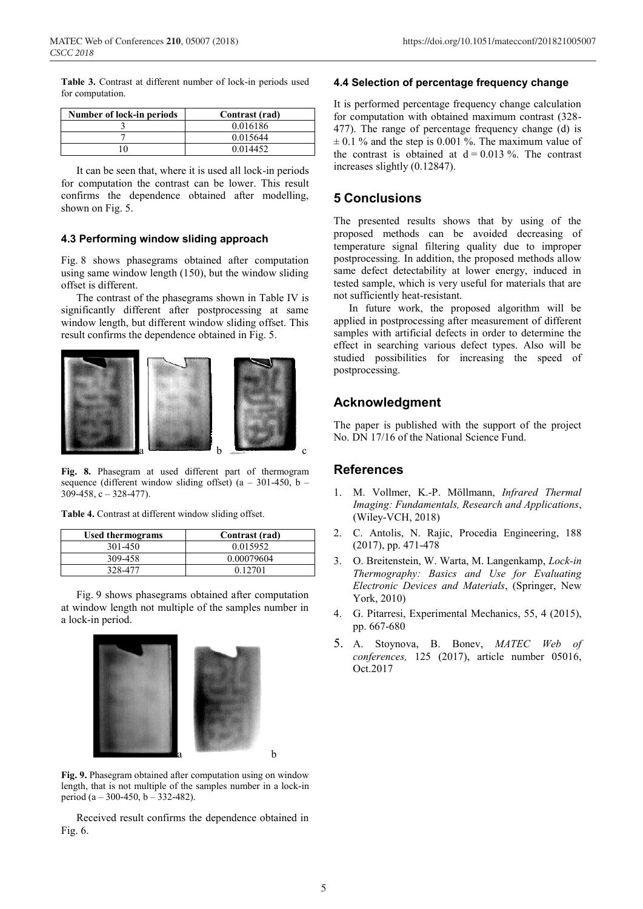**Table 3.** Contrast at different number of lock-in periods used for computation.

| Number of lock-in periods | Contrast (rad) |
| --- | --- |
| 3 | 0.016186 |
| 7 | 0.015644 |
| 10 | 0.014452 |

It can be seen that, where it is used all lock-in periods for computation the contrast can be lower. This result confirms the dependence obtained after modelling, shown on Fig. 5.

### 4.3 Performing window sliding approach

Fig. 8 shows phasegrams obtained after computation using same window length (150), but the window sliding offset is different.

The contrast of the phasegrams shown in Table IV is significantly different after postprocessing at same window length, but different window sliding offset. This result confirms the dependence obtained in Fig. 5.

a b c

**Fig. 8.** Phasegram at used different part of thermogram sequence (different window sliding offset) (a – 301-450, b – 309-458, c – 328-477).

**Table 4.** Contrast at different window sliding offset.

| Used thermograms | Contrast (rad) |
| --- | --- |
| 301-450 | 0.015952 |
| 309-458 | 0.00079604 |
| 328-477 | 0.12701 |

Fig. 9 shows phasegrams obtained after computation at window length not multiple of the samples number in a lock-in period.

a b

**Fig. 9.** Phasegram obtained after computation using on window length, that is not multiple of the samples number in a lock-in period (a – 300-450, b – 332-482).

Received result confirms the dependence obtained in Fig. 6.

### 4.4 Selection of percentage frequency change

It is performed percentage frequency change calculation for computation with obtained maximum contrast (328-477). The range of percentage frequency change (d) is ± 0.1 % and the step is 0.001 %. The maximum value of the contrast is obtained at d = 0.013 %. The contrast increases slightly (0.12847).

## 5 Conclusions

The presented results shows that by using of the proposed methods can be avoided decreasing of temperature signal filtering quality due to improper postprocessing. In addition, the proposed methods allow same defect detectability at lower energy, induced in tested sample, which is very useful for materials that are not sufficiently heat-resistant.

In future work, the proposed algorithm will be applied in postprocessing after measurement of different samples with artificial defects in order to determine the effect in searching various defect types. Also will be studied possibilities for increasing the speed of postprocessing.

## Acknowledgment

The paper is published with the support of the project No. DN 17/16 of the National Science Fund.

## References

1. M. Vollmer, K.-P. Möllmann, *Infrared Thermal Imaging: Fundamentals, Research and Applications*, (Wiley-VCH, 2018)
2. C. Antolis, N. Rajic, Procedia Engineering, 188 (2017), pp. 471-478
3. O. Breitenstein, W. Warta, M. Langenkamp, *Lock-in Thermography: Basics and Use for Evaluating Electronic Devices and Materials*, (Springer, New York, 2010)
4. G. Pitarresi, Experimental Mechanics, 55, 4 (2015), pp. 667-680
5. A. Stoynova, B. Bonev, *MATEC Web of conferences,* 125 (2017), article number 05016, Oct.2017